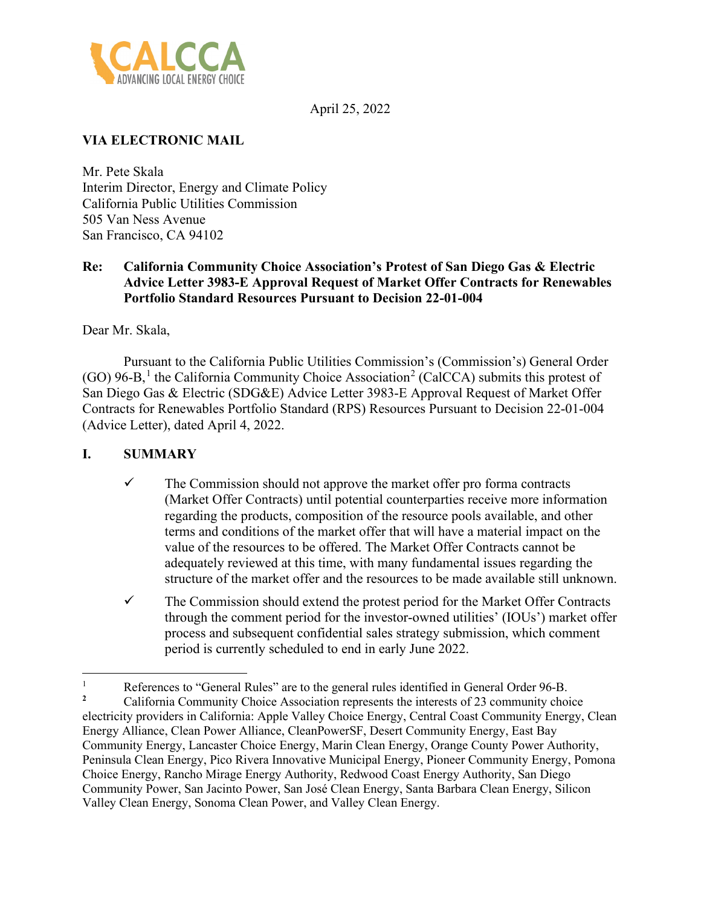April 25, 2022

**VIA ELECTRONIC MAIL**

Mr. Pete Skala
Interim Director, Energy and Climate Policy
California Public Utilities Commission
505 Van Ness Avenue
San Francisco, CA 94102

**Re: California Community Choice Association's Protest of San Diego Gas & Electric Advice Letter 3983-E Approval Request of Market Offer Contracts for Renewables Portfolio Standard Resources Pursuant to Decision 22-01-004**

Dear Mr. Skala,

Pursuant to the California Public Utilities Commission's (Commission's) General Order (GO) 96-B,[1] the California Community Choice Association[2] (CalCCA) submits this protest of San Diego Gas & Electric (SDG&E) Advice Letter 3983-E Approval Request of Market Offer Contracts for Renewables Portfolio Standard (RPS) Resources Pursuant to Decision 22-01-004 (Advice Letter), dated April 4, 2022.

## I. SUMMARY

- ✓ The Commission should not approve the market offer pro forma contracts (Market Offer Contracts) until potential counterparties receive more information regarding the products, composition of the resource pools available, and other terms and conditions of the market offer that will have a material impact on the value of the resources to be offered. The Market Offer Contracts cannot be adequately reviewed at this time, with many fundamental issues regarding the structure of the market offer and the resources to be made available still unknown.
- ✓ The Commission should extend the protest period for the Market Offer Contracts through the comment period for the investor-owned utilities' (IOUs') market offer process and subsequent confidential sales strategy submission, which comment period is currently scheduled to end in early June 2022.

---

[1] References to "General Rules" are to the general rules identified in General Order 96-B.

[2] California Community Choice Association represents the interests of 23 community choice electricity providers in California: Apple Valley Choice Energy, Central Coast Community Energy, Clean Energy Alliance, Clean Power Alliance, CleanPowerSF, Desert Community Energy, East Bay Community Energy, Lancaster Choice Energy, Marin Clean Energy, Orange County Power Authority, Peninsula Clean Energy, Pico Rivera Innovative Municipal Energy, Pioneer Community Energy, Pomona Choice Energy, Rancho Mirage Energy Authority, Redwood Coast Energy Authority, San Diego Community Power, San Jacinto Power, San José Clean Energy, Santa Barbara Clean Energy, Silicon Valley Clean Energy, Sonoma Clean Power, and Valley Clean Energy.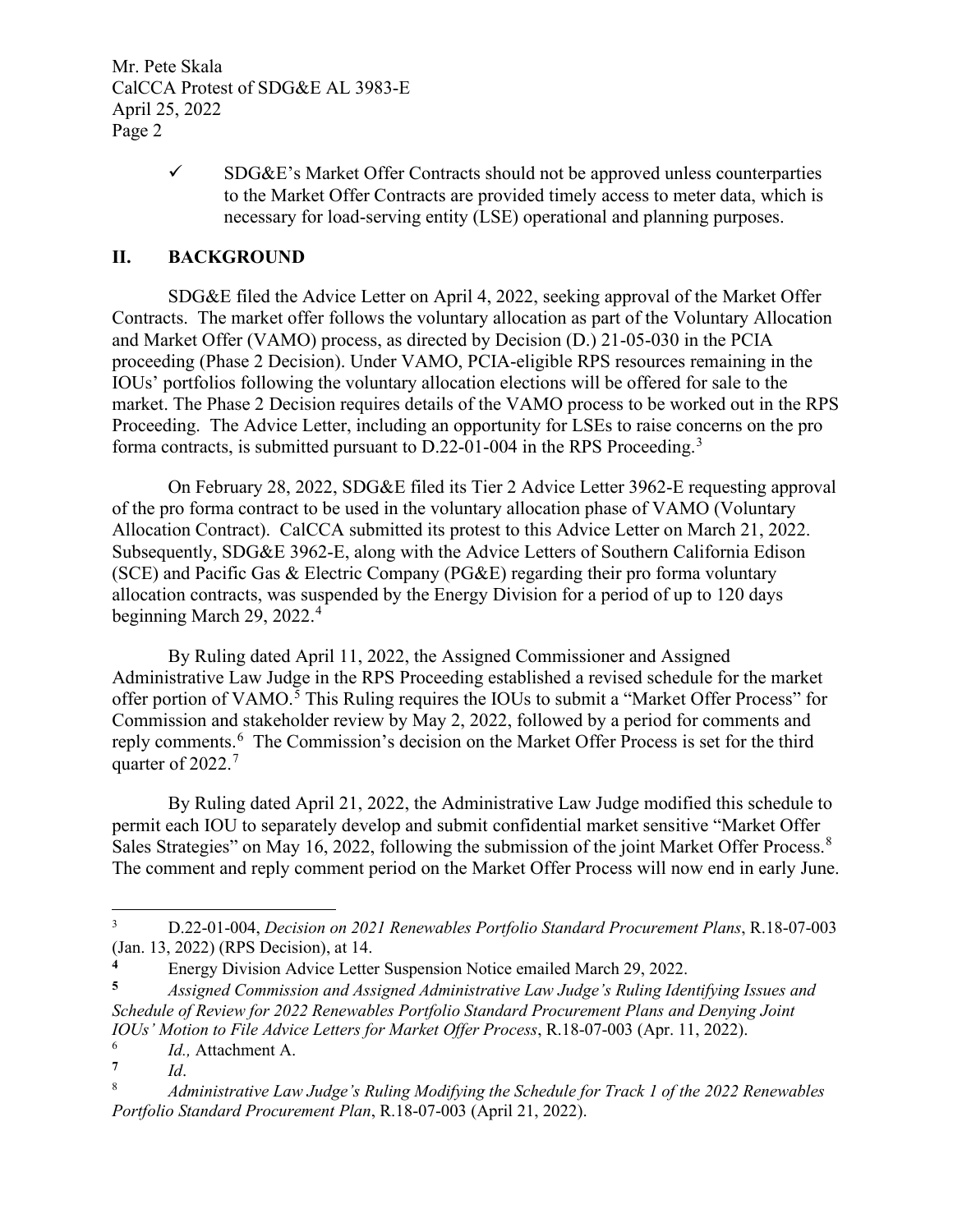- ✓ SDG&E's Market Offer Contracts should not be approved unless counterparties to the Market Offer Contracts are provided timely access to meter data, which is necessary for load-serving entity (LSE) operational and planning purposes.

## II. BACKGROUND

SDG&E filed the Advice Letter on April 4, 2022, seeking approval of the Market Offer Contracts. The market offer follows the voluntary allocation as part of the Voluntary Allocation and Market Offer (VAMO) process, as directed by Decision (D.) 21-05-030 in the PCIA proceeding (Phase 2 Decision). Under VAMO, PCIA-eligible RPS resources remaining in the IOUs' portfolios following the voluntary allocation elections will be offered for sale to the market. The Phase 2 Decision requires details of the VAMO process to be worked out in the RPS Proceeding. The Advice Letter, including an opportunity for LSEs to raise concerns on the pro forma contracts, is submitted pursuant to D.22-01-004 in the RPS Proceeding.[3]

On February 28, 2022, SDG&E filed its Tier 2 Advice Letter 3962-E requesting approval of the pro forma contract to be used in the voluntary allocation phase of VAMO (Voluntary Allocation Contract). CalCCA submitted its protest to this Advice Letter on March 21, 2022. Subsequently, SDG&E 3962-E, along with the Advice Letters of Southern California Edison (SCE) and Pacific Gas & Electric Company (PG&E) regarding their pro forma voluntary allocation contracts, was suspended by the Energy Division for a period of up to 120 days beginning March 29, 2022.[4]

By Ruling dated April 11, 2022, the Assigned Commissioner and Assigned Administrative Law Judge in the RPS Proceeding established a revised schedule for the market offer portion of VAMO.[5] This Ruling requires the IOUs to submit a "Market Offer Process" for Commission and stakeholder review by May 2, 2022, followed by a period for comments and reply comments.[6] The Commission's decision on the Market Offer Process is set for the third quarter of 2022.[7]

By Ruling dated April 21, 2022, the Administrative Law Judge modified this schedule to permit each IOU to separately develop and submit confidential market sensitive "Market Offer Sales Strategies" on May 16, 2022, following the submission of the joint Market Offer Process.[8] The comment and reply comment period on the Market Offer Process will now end in early June.

---

[3] D.22-01-004, *Decision on 2021 Renewables Portfolio Standard Procurement Plans*, R.18-07-003 (Jan. 13, 2022) (RPS Decision), at 14.

[4] Energy Division Advice Letter Suspension Notice emailed March 29, 2022.

[5] *Assigned Commission and Assigned Administrative Law Judge's Ruling Identifying Issues and Schedule of Review for 2022 Renewables Portfolio Standard Procurement Plans and Denying Joint IOUs' Motion to File Advice Letters for Market Offer Process*, R.18-07-003 (Apr. 11, 2022).

[6] *Id.,* Attachment A.

[7] *Id*.

[8] *Administrative Law Judge's Ruling Modifying the Schedule for Track 1 of the 2022 Renewables Portfolio Standard Procurement Plan*, R.18-07-003 (April 21, 2022).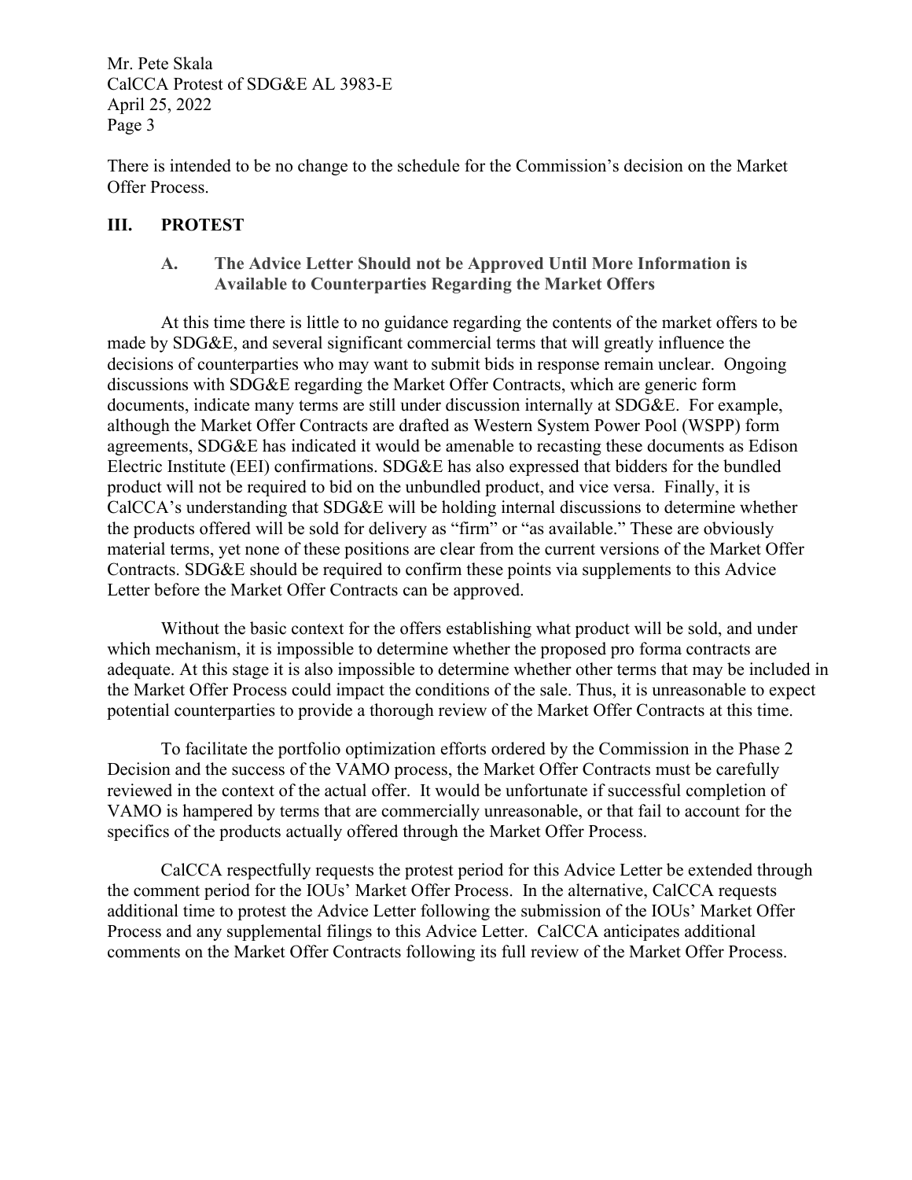There is intended to be no change to the schedule for the Commission's decision on the Market Offer Process.

## III. PROTEST

### A. The Advice Letter Should not be Approved Until More Information is Available to Counterparties Regarding the Market Offers

At this time there is little to no guidance regarding the contents of the market offers to be made by SDG&E, and several significant commercial terms that will greatly influence the decisions of counterparties who may want to submit bids in response remain unclear. Ongoing discussions with SDG&E regarding the Market Offer Contracts, which are generic form documents, indicate many terms are still under discussion internally at SDG&E. For example, although the Market Offer Contracts are drafted as Western System Power Pool (WSPP) form agreements, SDG&E has indicated it would be amenable to recasting these documents as Edison Electric Institute (EEI) confirmations. SDG&E has also expressed that bidders for the bundled product will not be required to bid on the unbundled product, and vice versa. Finally, it is CalCCA's understanding that SDG&E will be holding internal discussions to determine whether the products offered will be sold for delivery as "firm" or "as available." These are obviously material terms, yet none of these positions are clear from the current versions of the Market Offer Contracts. SDG&E should be required to confirm these points via supplements to this Advice Letter before the Market Offer Contracts can be approved.

Without the basic context for the offers establishing what product will be sold, and under which mechanism, it is impossible to determine whether the proposed pro forma contracts are adequate. At this stage it is also impossible to determine whether other terms that may be included in the Market Offer Process could impact the conditions of the sale. Thus, it is unreasonable to expect potential counterparties to provide a thorough review of the Market Offer Contracts at this time.

To facilitate the portfolio optimization efforts ordered by the Commission in the Phase 2 Decision and the success of the VAMO process, the Market Offer Contracts must be carefully reviewed in the context of the actual offer. It would be unfortunate if successful completion of VAMO is hampered by terms that are commercially unreasonable, or that fail to account for the specifics of the products actually offered through the Market Offer Process.

CalCCA respectfully requests the protest period for this Advice Letter be extended through the comment period for the IOUs' Market Offer Process. In the alternative, CalCCA requests additional time to protest the Advice Letter following the submission of the IOUs' Market Offer Process and any supplemental filings to this Advice Letter. CalCCA anticipates additional comments on the Market Offer Contracts following its full review of the Market Offer Process.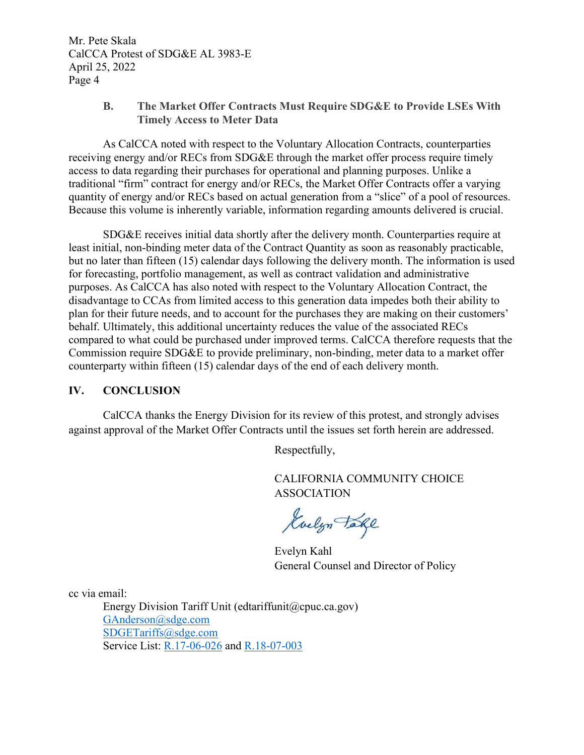### B. The Market Offer Contracts Must Require SDG&E to Provide LSEs With Timely Access to Meter Data

As CalCCA noted with respect to the Voluntary Allocation Contracts, counterparties receiving energy and/or RECs from SDG&E through the market offer process require timely access to data regarding their purchases for operational and planning purposes. Unlike a traditional "firm" contract for energy and/or RECs, the Market Offer Contracts offer a varying quantity of energy and/or RECs based on actual generation from a "slice" of a pool of resources. Because this volume is inherently variable, information regarding amounts delivered is crucial.

SDG&E receives initial data shortly after the delivery month. Counterparties require at least initial, non-binding meter data of the Contract Quantity as soon as reasonably practicable, but no later than fifteen (15) calendar days following the delivery month. The information is used for forecasting, portfolio management, as well as contract validation and administrative purposes. As CalCCA has also noted with respect to the Voluntary Allocation Contract, the disadvantage to CCAs from limited access to this generation data impedes both their ability to plan for their future needs, and to account for the purchases they are making on their customers' behalf. Ultimately, this additional uncertainty reduces the value of the associated RECs compared to what could be purchased under improved terms. CalCCA therefore requests that the Commission require SDG&E to provide preliminary, non-binding, meter data to a market offer counterparty within fifteen (15) calendar days of the end of each delivery month.

## IV. CONCLUSION

CalCCA thanks the Energy Division for its review of this protest, and strongly advises against approval of the Market Offer Contracts until the issues set forth herein are addressed.

Respectfully,

CALIFORNIA COMMUNITY CHOICE ASSOCIATION

Evelyn Kahl
General Counsel and Director of Policy

cc via email:
Energy Division Tariff Unit (edtariffunit@cpuc.ca.gov)
GAnderson@sdge.com
SDGETariffs@sdge.com
Service List: R.17-06-026 and R.18-07-003